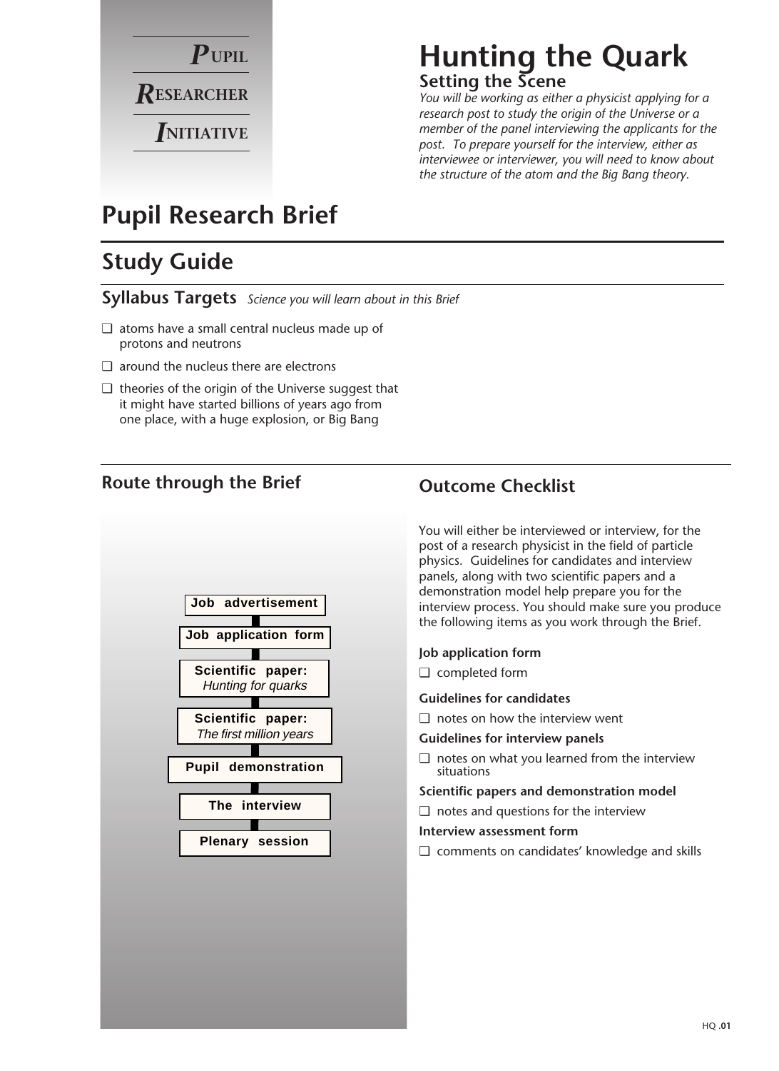**P**UPIL

**R**ESEARCHER

**I**NITIATIVE

# Hunting the Quark

## Setting the Scene

*You will be working as either a physicist applying for a research post to study the origin of the Universe or a member of the panel interviewing the applicants for the post. To prepare yourself for the interview, either as interviewee or interviewer, you will need to know about the structure of the atom and the Big Bang theory.*

# Pupil Research Brief

## Study Guide

### Syllabus Targets *Science you will learn about in this Brief*

- ❑ atoms have a small central nucleus made up of protons and neutrons
- ❑ around the nucleus there are electrons
- ❑ theories of the origin of the Universe suggest that it might have started billions of years ago from one place, with a huge explosion, or Big Bang

### Route through the Brief

**Job advertisement**

**Job application form**

**Scientific paper:** *Hunting for quarks*

**Scientific paper:** *The first million years*

**Pupil demonstration**

**The interview**

**Plenary session**

### Outcome Checklist

You will either be interviewed or interview, for the post of a research physicist in the field of particle physics. Guidelines for candidates and interview panels, along with two scientific papers and a demonstration model help prepare you for the interview process. You should make sure you produce the following items as you work through the Brief.

**Job application form**

- ❑ completed form

**Guidelines for candidates**

- ❑ notes on how the interview went

**Guidelines for interview panels**

- ❑ notes on what you learned from the interview situations

**Scientific papers and demonstration model**

- ❑ notes and questions for the interview

**Interview assessment form**

- ❑ comments on candidates' knowledge and skills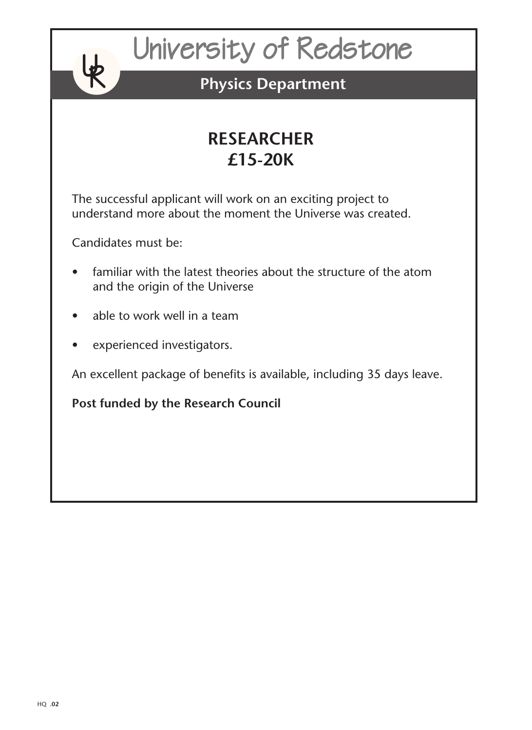# University of Redstone

## Physics Department

## RESEARCHER
## £15-20K

The successful applicant will work on an exciting project to understand more about the moment the Universe was created.

Candidates must be:

- familiar with the latest theories about the structure of the atom and the origin of the Universe
- able to work well in a team
- experienced investigators.

An excellent package of benefits is available, including 35 days leave.

**Post funded by the Research Council**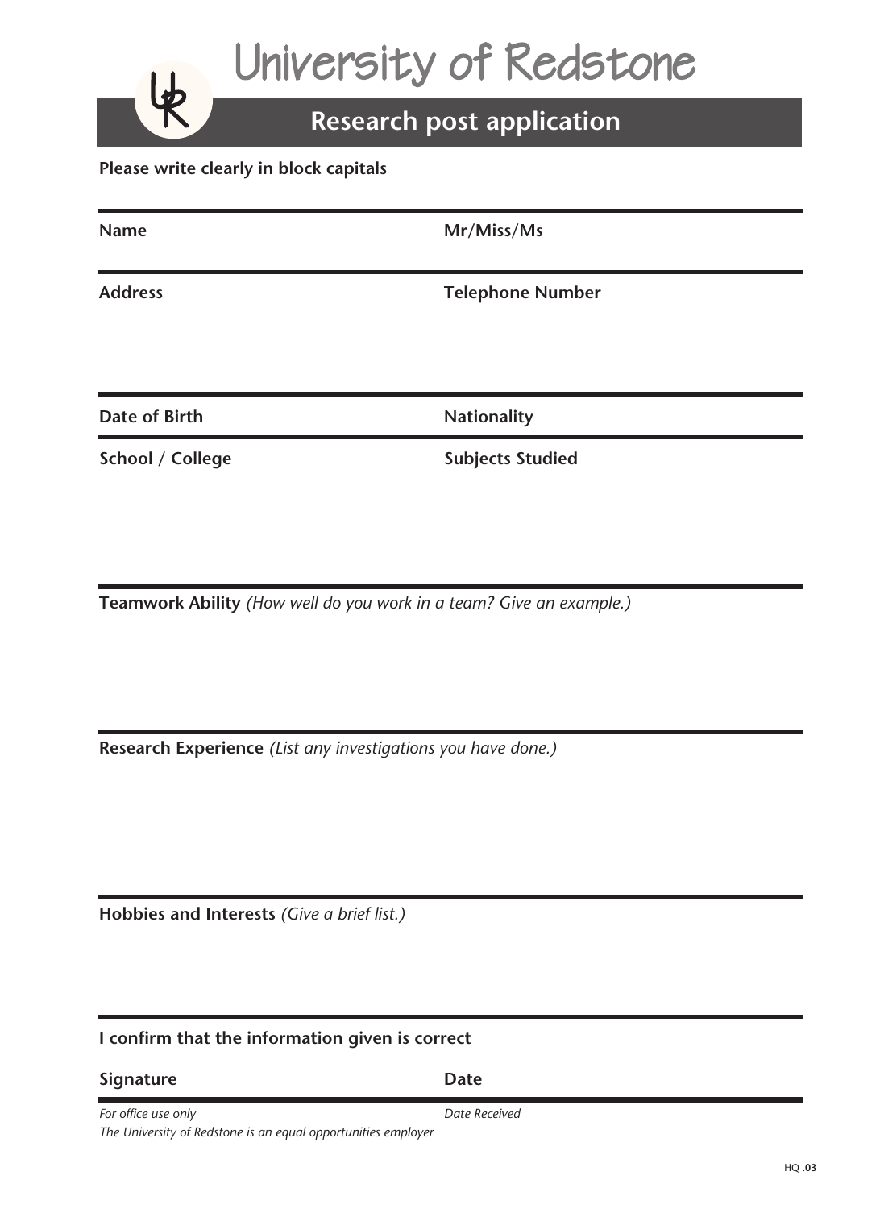# University of Redstone

## Research post application

**Please write clearly in block capitals**

| | |
|---|---|
| **Name** | **Mr/Miss/Ms** |
| **Address** | **Telephone Number** |
| **Date of Birth** | **Nationality** |
| **School / College** | **Subjects Studied** |

**Teamwork Ability** *(How well do you work in a team? Give an example.)*

**Research Experience** *(List any investigations you have done.)*

**Hobbies and Interests** *(Give a brief list.)*

**I confirm that the information given is correct**

| | |
|---|---|
| **Signature** | **Date** |

*For office use only* *Date Received*

*The University of Redstone is an equal opportunities employer*

HQ **.03**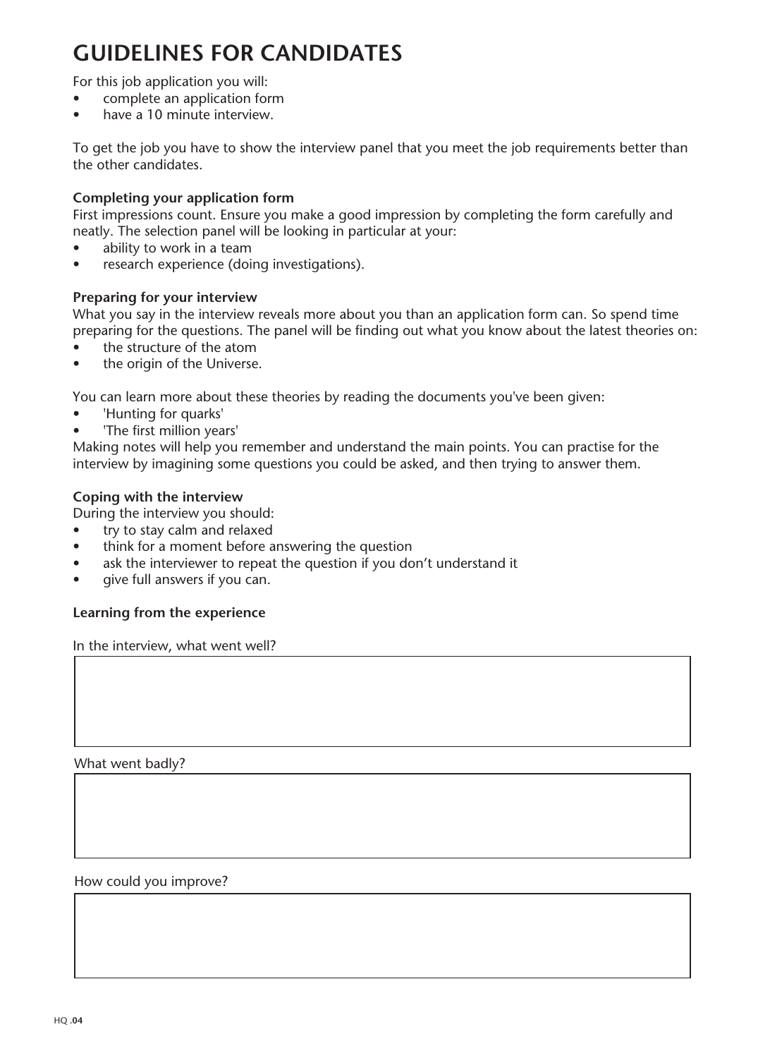# GUIDELINES FOR CANDIDATES

For this job application you will:

- complete an application form
- have a 10 minute interview.

To get the job you have to show the interview panel that you meet the job requirements better than the other candidates.

**Completing your application form**

First impressions count. Ensure you make a good impression by completing the form carefully and neatly. The selection panel will be looking in particular at your:

- ability to work in a team
- research experience (doing investigations).

**Preparing for your interview**

What you say in the interview reveals more about you than an application form can. So spend time preparing for the questions. The panel will be finding out what you know about the latest theories on:

- the structure of the atom
- the origin of the Universe.

You can learn more about these theories by reading the documents you've been given:

- 'Hunting for quarks'
- 'The first million years'

Making notes will help you remember and understand the main points. You can practise for the interview by imagining some questions you could be asked, and then trying to answer them.

**Coping with the interview**

During the interview you should:

- try to stay calm and relaxed
- think for a moment before answering the question
- ask the interviewer to repeat the question if you don't understand it
- give full answers if you can.

**Learning from the experience**

In the interview, what went well?

What went badly?

How could you improve?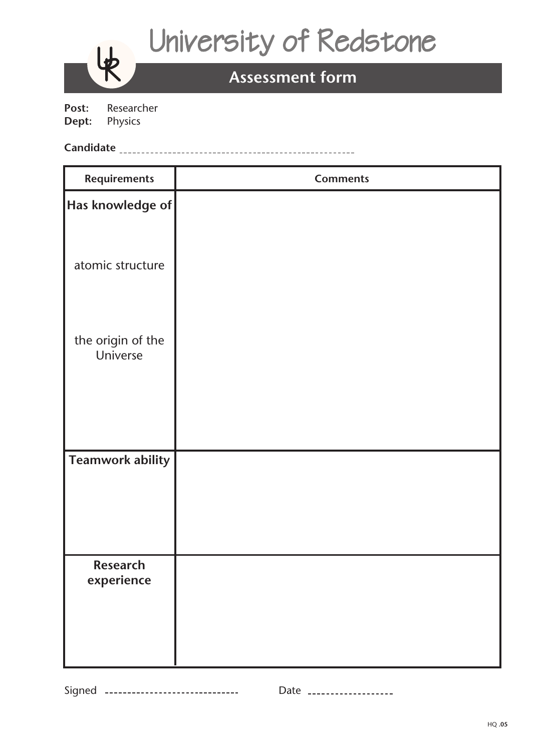# University of Redstone

## Assessment form

**Post:** Researcher
**Dept:** Physics

**Candidate** ________________________________________________

| Requirements | Comments |
| --- | --- |
| **Has knowledge of**<br><br>atomic structure<br><br>the origin of the Universe | |
| **Teamwork ability** | |
| **Research experience** | |

Signed ______________________________ Date __________________

HQ **.05**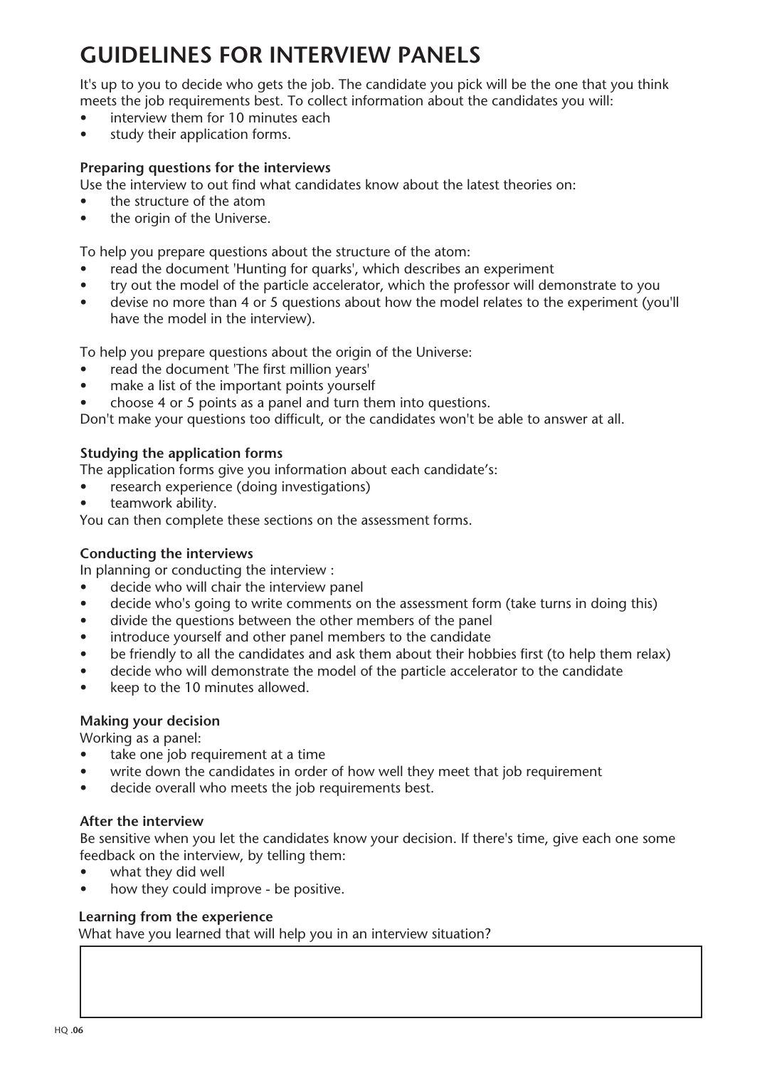# GUIDELINES FOR INTERVIEW PANELS

It's up to you to decide who gets the job. The candidate you pick will be the one that you think meets the job requirements best. To collect information about the candidates you will:

- interview them for 10 minutes each
- study their application forms.

**Preparing questions for the interviews**

Use the interview to out find what candidates know about the latest theories on:

- the structure of the atom
- the origin of the Universe.

To help you prepare questions about the structure of the atom:

- read the document 'Hunting for quarks', which describes an experiment
- try out the model of the particle accelerator, which the professor will demonstrate to you
- devise no more than 4 or 5 questions about how the model relates to the experiment (you'll have the model in the interview).

To help you prepare questions about the origin of the Universe:

- read the document 'The first million years'
- make a list of the important points yourself
- choose 4 or 5 points as a panel and turn them into questions.

Don't make your questions too difficult, or the candidates won't be able to answer at all.

**Studying the application forms**

The application forms give you information about each candidate's:

- research experience (doing investigations)
- teamwork ability.

You can then complete these sections on the assessment forms.

**Conducting the interviews**

In planning or conducting the interview :

- decide who will chair the interview panel
- decide who's going to write comments on the assessment form (take turns in doing this)
- divide the questions between the other members of the panel
- introduce yourself and other panel members to the candidate
- be friendly to all the candidates and ask them about their hobbies first (to help them relax)
- decide who will demonstrate the model of the particle accelerator to the candidate
- keep to the 10 minutes allowed.

**Making your decision**

Working as a panel:

- take one job requirement at a time
- write down the candidates in order of how well they meet that job requirement
- decide overall who meets the job requirements best.

**After the interview**

Be sensitive when you let the candidates know your decision. If there's time, give each one some feedback on the interview, by telling them:

- what they did well
- how they could improve - be positive.

**Learning from the experience**

What have you learned that will help you in an interview situation?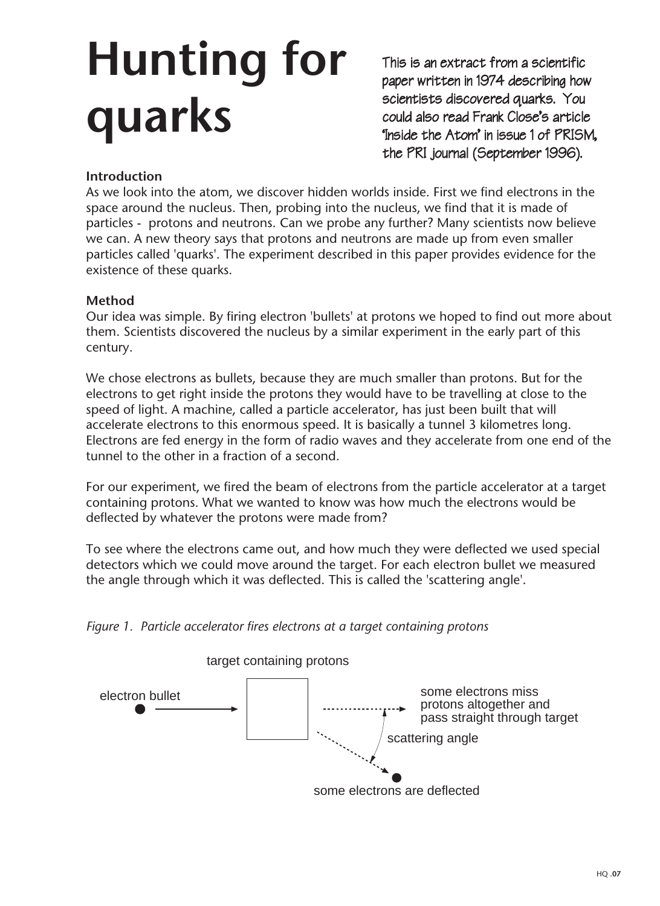# Hunting for quarks

This is an extract from a scientific paper written in 1974 describing how scientists discovered quarks. You could also read Frank Close's article 'Inside the Atom' in issue 1 of PRISM, the PRI journal (September 1996).

**Introduction**

As we look into the atom, we discover hidden worlds inside. First we find electrons in the space around the nucleus. Then, probing into the nucleus, we find that it is made of particles - protons and neutrons. Can we probe any further? Many scientists now believe we can. A new theory says that protons and neutrons are made up from even smaller particles called 'quarks'. The experiment described in this paper provides evidence for the existence of these quarks.

**Method**

Our idea was simple. By firing electron 'bullets' at protons we hoped to find out more about them. Scientists discovered the nucleus by a similar experiment in the early part of this century.

We chose electrons as bullets, because they are much smaller than protons. But for the electrons to get right inside the protons they would have to be travelling at close to the speed of light. A machine, called a particle accelerator, has just been built that will accelerate electrons to this enormous speed. It is basically a tunnel 3 kilometres long. Electrons are fed energy in the form of radio waves and they accelerate from one end of the tunnel to the other in a fraction of a second.

For our experiment, we fired the beam of electrons from the particle accelerator at a target containing protons. What we wanted to know was how much the electrons would be deflected by whatever the protons were made from?

To see where the electrons came out, and how much they were deflected we used special detectors which we could move around the target. For each electron bullet we measured the angle through which it was deflected. This is called the 'scattering angle'.

*Figure 1. Particle accelerator fires electrons at a target containing protons*

target containing protons

electron bullet

some electrons miss protons altogether and pass straight through target

scattering angle

some electrons are deflected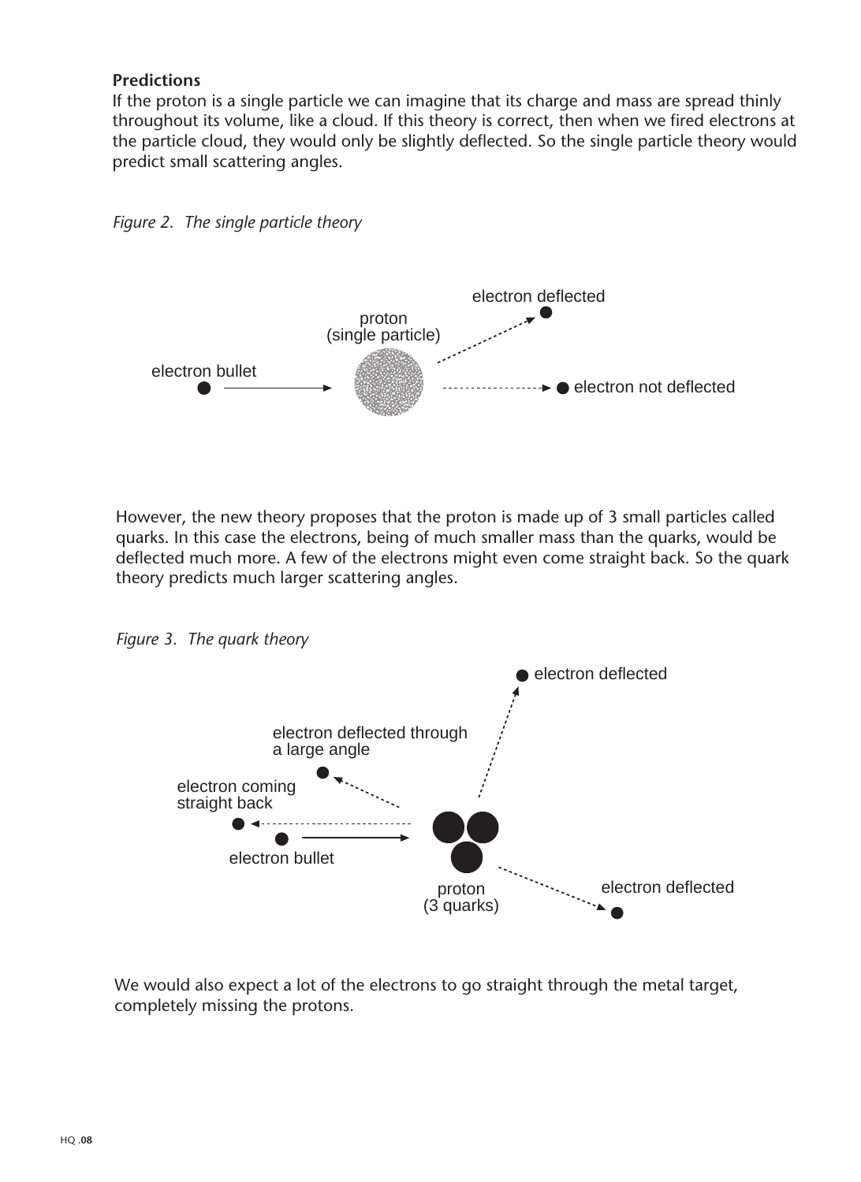**Predictions**

If the proton is a single particle we can imagine that its charge and mass are spread thinly throughout its volume, like a cloud. If this theory is correct, then when we fired electrons at the particle cloud, they would only be slightly deflected. So the single particle theory would predict small scattering angles.

*Figure 2. The single particle theory*

electron deflected

proton
(single particle)

electron bullet

electron not deflected

However, the new theory proposes that the proton is made up of 3 small particles called quarks. In this case the electrons, being of much smaller mass than the quarks, would be deflected much more. A few of the electrons might even come straight back. So the quark theory predicts much larger scattering angles.

*Figure 3. The quark theory*

electron deflected

electron deflected through
a large angle

electron coming
straight back

electron bullet

proton
(3 quarks)

electron deflected

We would also expect a lot of the electrons to go straight through the metal target, completely missing the protons.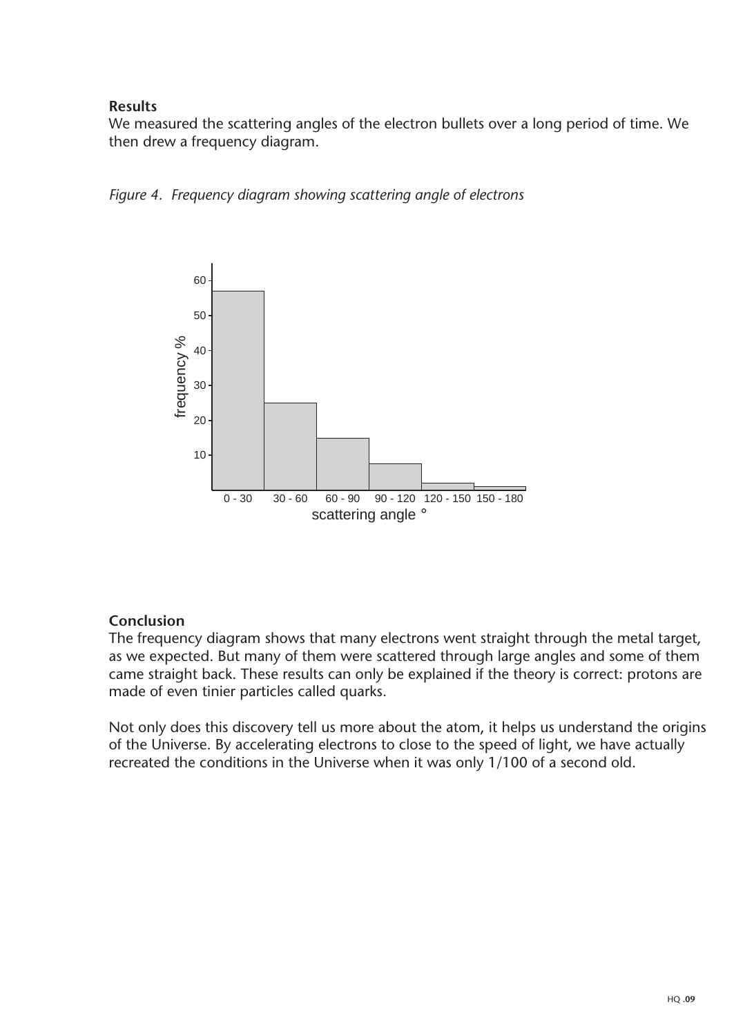**Results**

We measured the scattering angles of the electron bullets over a long period of time. We then drew a frequency diagram.

*Figure 4. Frequency diagram showing scattering angle of electrons*

**Conclusion**

The frequency diagram shows that many electrons went straight through the metal target, as we expected. But many of them were scattered through large angles and some of them came straight back. These results can only be explained if the theory is correct: protons are made of even tinier particles called quarks.

Not only does this discovery tell us more about the atom, it helps us understand the origins of the Universe. By accelerating electrons to close to the speed of light, we have actually recreated the conditions in the Universe when it was only 1/100 of a second old.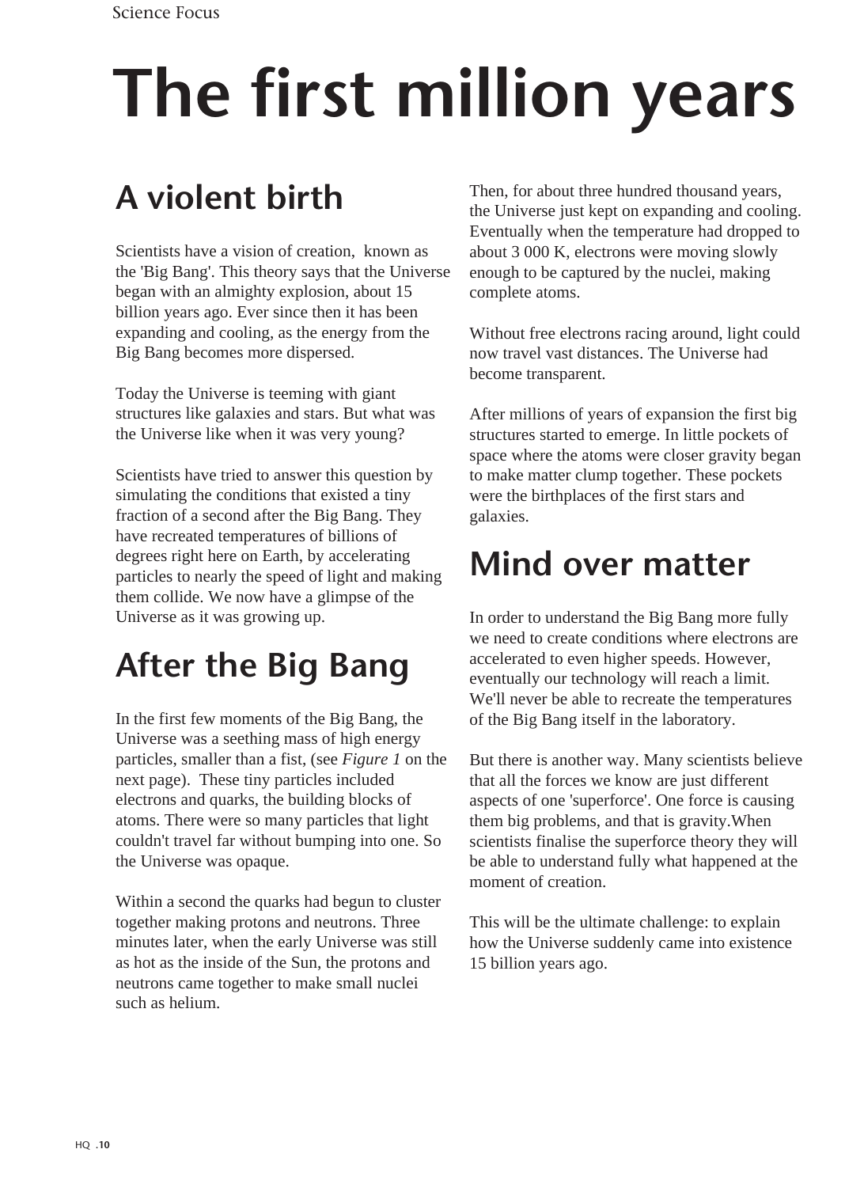# The first million years

## A violent birth

Scientists have a vision of creation, known as the 'Big Bang'. This theory says that the Universe began with an almighty explosion, about 15 billion years ago. Ever since then it has been expanding and cooling, as the energy from the Big Bang becomes more dispersed.

Today the Universe is teeming with giant structures like galaxies and stars. But what was the Universe like when it was very young?

Scientists have tried to answer this question by simulating the conditions that existed a tiny fraction of a second after the Big Bang. They have recreated temperatures of billions of degrees right here on Earth, by accelerating particles to nearly the speed of light and making them collide. We now have a glimpse of the Universe as it was growing up.

## After the Big Bang

In the first few moments of the Big Bang, the Universe was a seething mass of high energy particles, smaller than a fist, (see *Figure 1* on the next page). These tiny particles included electrons and quarks, the building blocks of atoms. There were so many particles that light couldn't travel far without bumping into one. So the Universe was opaque.

Within a second the quarks had begun to cluster together making protons and neutrons. Three minutes later, when the early Universe was still as hot as the inside of the Sun, the protons and neutrons came together to make small nuclei such as helium.

Then, for about three hundred thousand years, the Universe just kept on expanding and cooling. Eventually when the temperature had dropped to about 3 000 K, electrons were moving slowly enough to be captured by the nuclei, making complete atoms.

Without free electrons racing around, light could now travel vast distances. The Universe had become transparent.

After millions of years of expansion the first big structures started to emerge. In little pockets of space where the atoms were closer gravity began to make matter clump together. These pockets were the birthplaces of the first stars and galaxies.

## Mind over matter

In order to understand the Big Bang more fully we need to create conditions where electrons are accelerated to even higher speeds. However, eventually our technology will reach a limit. We'll never be able to recreate the temperatures of the Big Bang itself in the laboratory.

But there is another way. Many scientists believe that all the forces we know are just different aspects of one 'superforce'. One force is causing them big problems, and that is gravity.When scientists finalise the superforce theory they will be able to understand fully what happened at the moment of creation.

This will be the ultimate challenge: to explain how the Universe suddenly came into existence 15 billion years ago.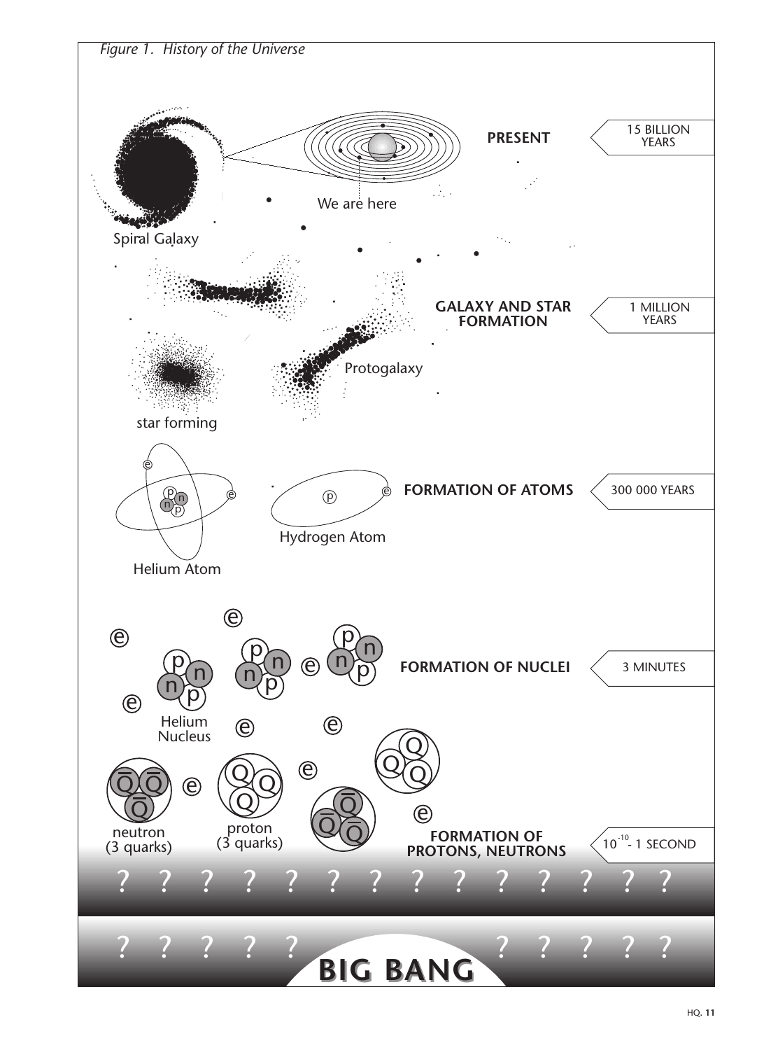*Figure 1. History of the Universe*

PRESENT

15 BILLION YEARS

We are here

Spiral Galaxy

GALAXY AND STAR FORMATION

1 MILLION YEARS

Protogalaxy

star forming

FORMATION OF ATOMS

300 000 YEARS

Hydrogen Atom

Helium Atom

FORMATION OF NUCLEI

3 MINUTES

Helium Nucleus

neutron (3 quarks)

proton (3 quarks)

FORMATION OF PROTONS, NEUTRONS

$10^{-10}$ - 1 SECOND

? ? ? ? ? ? ? ? ? ? ? ? ? ?

? ? ? ? ? BIG BANG ? ? ? ? ?